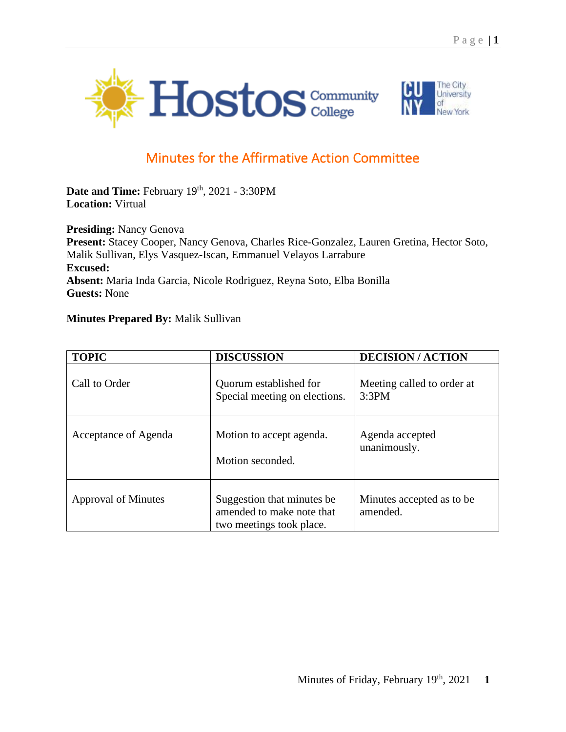# Minutes for the Affirmative Action Committee

**Date and Time:** February 19th, 2021 - 3:30PM
**Location:** Virtual

**Presiding:** Nancy Genova
**Present:** Stacey Cooper, Nancy Genova, Charles Rice-Gonzalez, Lauren Gretina, Hector Soto, Malik Sullivan, Elys Vasquez-Iscan, Emmanuel Velayos Larrabure
**Excused:**
**Absent:** Maria Inda Garcia, Nicole Rodriguez, Reyna Soto, Elba Bonilla
**Guests:** None

**Minutes Prepared By:** Malik Sullivan

| TOPIC | DISCUSSION | DECISION / ACTION |
|---|---|---|
| Call to Order | Quorum established for Special meeting on elections. | Meeting called to order at 3:3PM |
| Acceptance of Agenda | Motion to accept agenda.<br><br>Motion seconded. | Agenda accepted unanimously. |
| Approval of Minutes | Suggestion that minutes be amended to make note that two meetings took place. | Minutes accepted as to be amended. |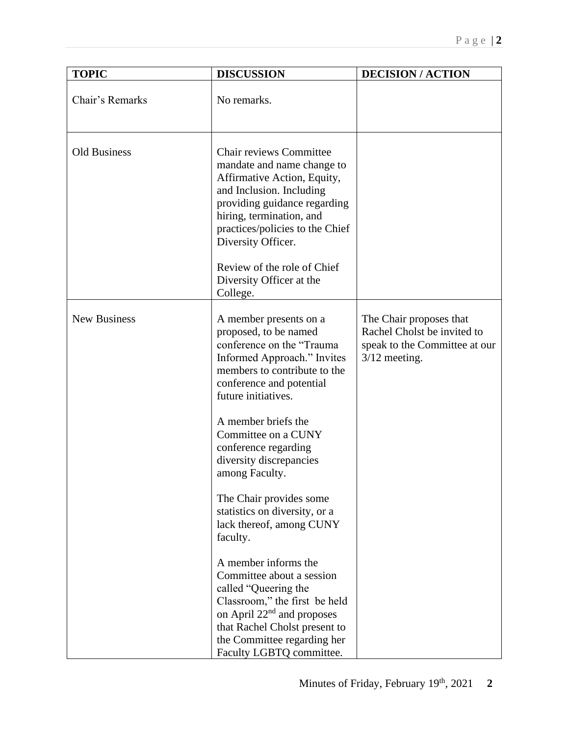| TOPIC | DISCUSSION | DECISION / ACTION |
|---|---|---|
| Chair's Remarks | No remarks. | |
| Old Business | Chair reviews Committee mandate and name change to Affirmative Action, Equity, and Inclusion. Including providing guidance regarding hiring, termination, and practices/policies to the Chief Diversity Officer.<br><br>Review of the role of Chief Diversity Officer at the College. | |
| New Business | A member presents on a proposed, to be named conference on the "Trauma Informed Approach." Invites members to contribute to the conference and potential future initiatives.<br><br>A member briefs the Committee on a CUNY conference regarding diversity discrepancies among Faculty.<br><br>The Chair provides some statistics on diversity, or a lack thereof, among CUNY faculty.<br><br>A member informs the Committee about a session called "Queering the Classroom," the first be held on April 22nd and proposes that Rachel Cholst present to the Committee regarding her Faculty LGBTQ committee. | The Chair proposes that Rachel Cholst be invited to speak to the Committee at our 3/12 meeting. |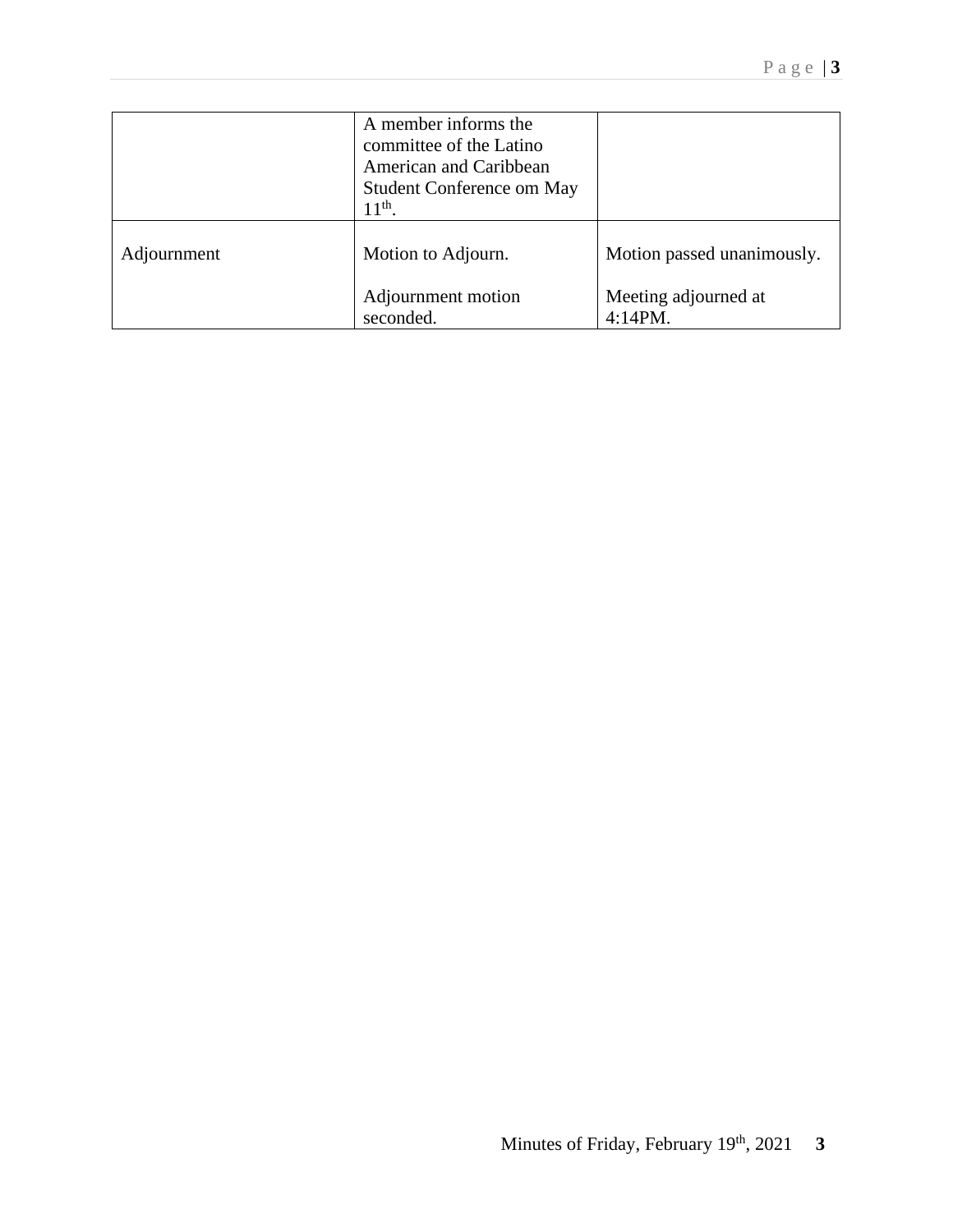| | | |
|---|---|---|
| | A member informs the committee of the Latino American and Caribbean Student Conference om May 11th. | |
| Adjournment | Motion to Adjourn.<br><br>Adjournment motion seconded. | Motion passed unanimously.<br><br>Meeting adjourned at 4:14PM. |